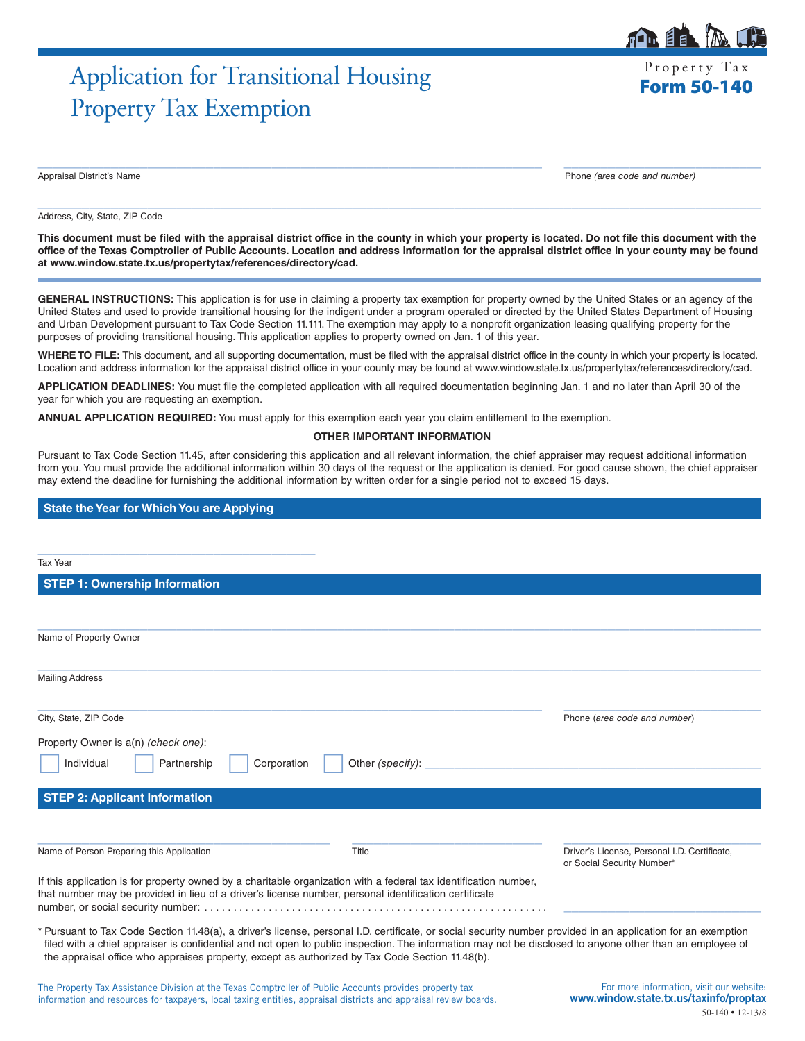# Application for Transitional Housing Property Tax Exemption

Property Tax
**Form 50-140**

______________________________
Appraisal District's Name

______________________________
Phone *(area code and number)*

______________________________
Address, City, State, ZIP Code

**This document must be filed with the appraisal district office in the county in which your property is located. Do not file this document with the office of the Texas Comptroller of Public Accounts. Location and address information for the appraisal district office in your county may be found at www.window.state.tx.us/propertytax/references/directory/cad.**

**GENERAL INSTRUCTIONS:** This application is for use in claiming a property tax exemption for property owned by the United States or an agency of the United States and used to provide transitional housing for the indigent under a program operated or directed by the United States Department of Housing and Urban Development pursuant to Tax Code Section 11.111. The exemption may apply to a nonprofit organization leasing qualifying property for the purposes of providing transitional housing. This application applies to property owned on Jan. 1 of this year.

**WHERE TO FILE:** This document, and all supporting documentation, must be filed with the appraisal district office in the county in which your property is located. Location and address information for the appraisal district office in your county may be found at www.window.state.tx.us/propertytax/references/directory/cad.

**APPLICATION DEADLINES:** You must file the completed application with all required documentation beginning Jan. 1 and no later than April 30 of the year for which you are requesting an exemption.

**ANNUAL APPLICATION REQUIRED:** You must apply for this exemption each year you claim entitlement to the exemption.

**OTHER IMPORTANT INFORMATION**

Pursuant to Tax Code Section 11.45, after considering this application and all relevant information, the chief appraiser may request additional information from you. You must provide the additional information within 30 days of the request or the application is denied. For good cause shown, the chief appraiser may extend the deadline for furnishing the additional information by written order for a single period not to exceed 15 days.

## State the Year for Which You are Applying

______________________________
Tax Year

## STEP 1: Ownership Information

______________________________
Name of Property Owner

______________________________
Mailing Address

______________________________
City, State, ZIP Code

______________________________
Phone *(area code and number)*

Property Owner is a(n) *(check one)*:

☐ Individual ☐ Partnership ☐ Corporation ☐ Other *(specify)*: ______________________________

## STEP 2: Applicant Information

______________________________
Name of Person Preparing this Application

______________________________
Title

______________________________
Driver's License, Personal I.D. Certificate, or Social Security Number*

If this application is for property owned by a charitable organization with a federal tax identification number, that number may be provided in lieu of a driver's license number, personal identification certificate number, or social security number: . . . . . . . . . . . . . . . . . . . . . . . . . . . . . . . . . . . . . . . . . . . . . . . . . . . . . . . . . ______________________________

\* Pursuant to Tax Code Section 11.48(a), a driver's license, personal I.D. certificate, or social security number provided in an application for an exemption filed with a chief appraiser is confidential and not open to public inspection. The information may not be disclosed to anyone other than an employee of the appraisal office who appraises property, except as authorized by Tax Code Section 11.48(b).

The Property Tax Assistance Division at the Texas Comptroller of Public Accounts provides property tax information and resources for taxpayers, local taxing entities, appraisal districts and appraisal review boards.

For more information, visit our website: **www.window.state.tx.us/taxinfo/proptax**

50-140 • 12-13/8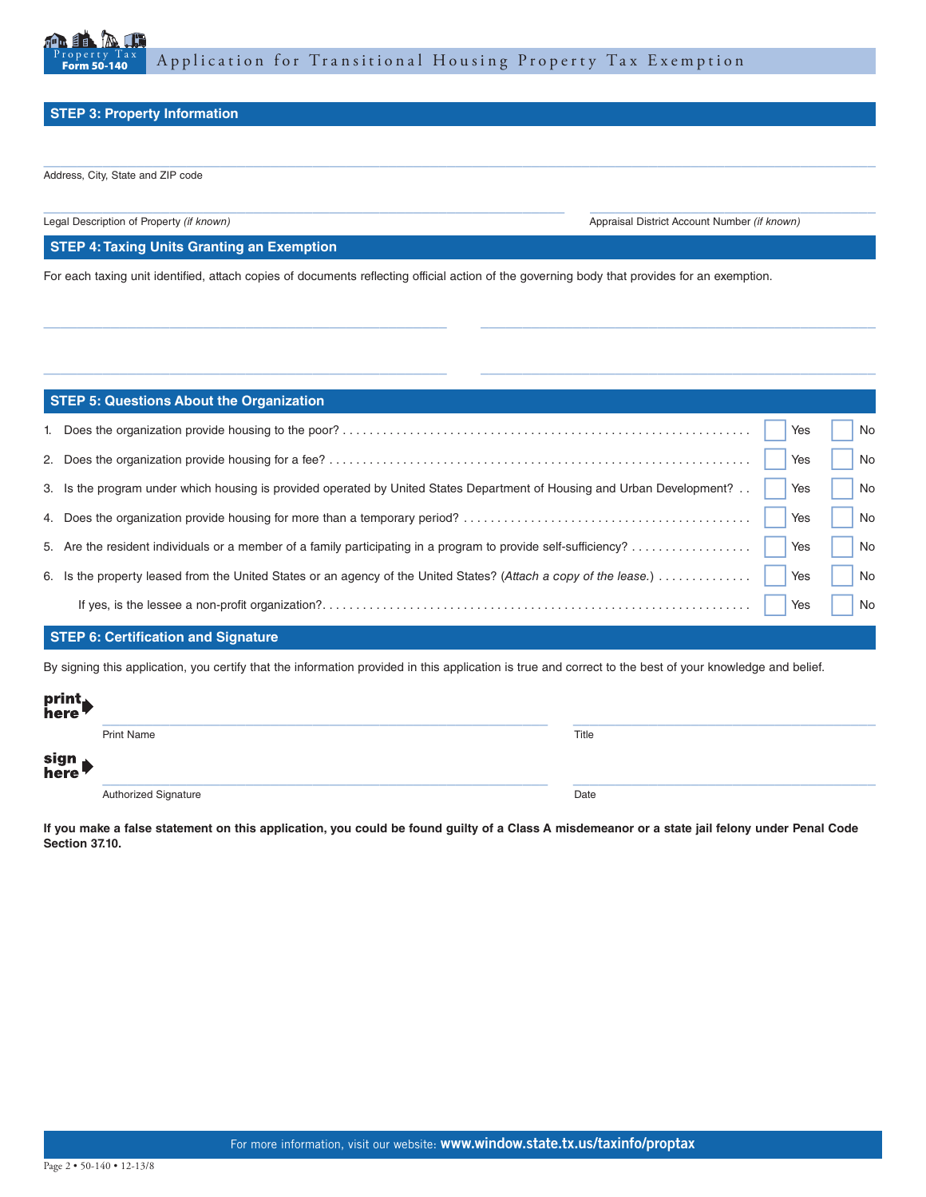## STEP 3: Property Information

Address, City, State and ZIP code

Legal Description of Property *(if known)*

Appraisal District Account Number *(if known)*

## STEP 4: Taxing Units Granting an Exemption

For each taxing unit identified, attach copies of documents reflecting official action of the governing body that provides for an exemption.

## STEP 5: Questions About the Organization

1. Does the organization provide housing to the poor? ☐ Yes ☐ No
2. Does the organization provide housing for a fee? ☐ Yes ☐ No
3. Is the program under which housing is provided operated by United States Department of Housing and Urban Development? ☐ Yes ☐ No
4. Does the organization provide housing for more than a temporary period? ☐ Yes ☐ No
5. Are the resident individuals or a member of a family participating in a program to provide self-sufficiency? ☐ Yes ☐ No
6. Is the property leased from the United States or an agency of the United States? (*Attach a copy of the lease.*) ☐ Yes ☐ No

   If yes, is the lessee a non-profit organization? ☐ Yes ☐ No

## STEP 6: Certification and Signature

By signing this application, you certify that the information provided in this application is true and correct to the best of your knowledge and belief.

**print here**

Print Name

Title

**sign here**

Authorized Signature

Date

**If you make a false statement on this application, you could be found guilty of a Class A misdemeanor or a state jail felony under Penal Code Section 37.10.**

For more information, visit our website: **www.window.state.tx.us/taxinfo/proptax**